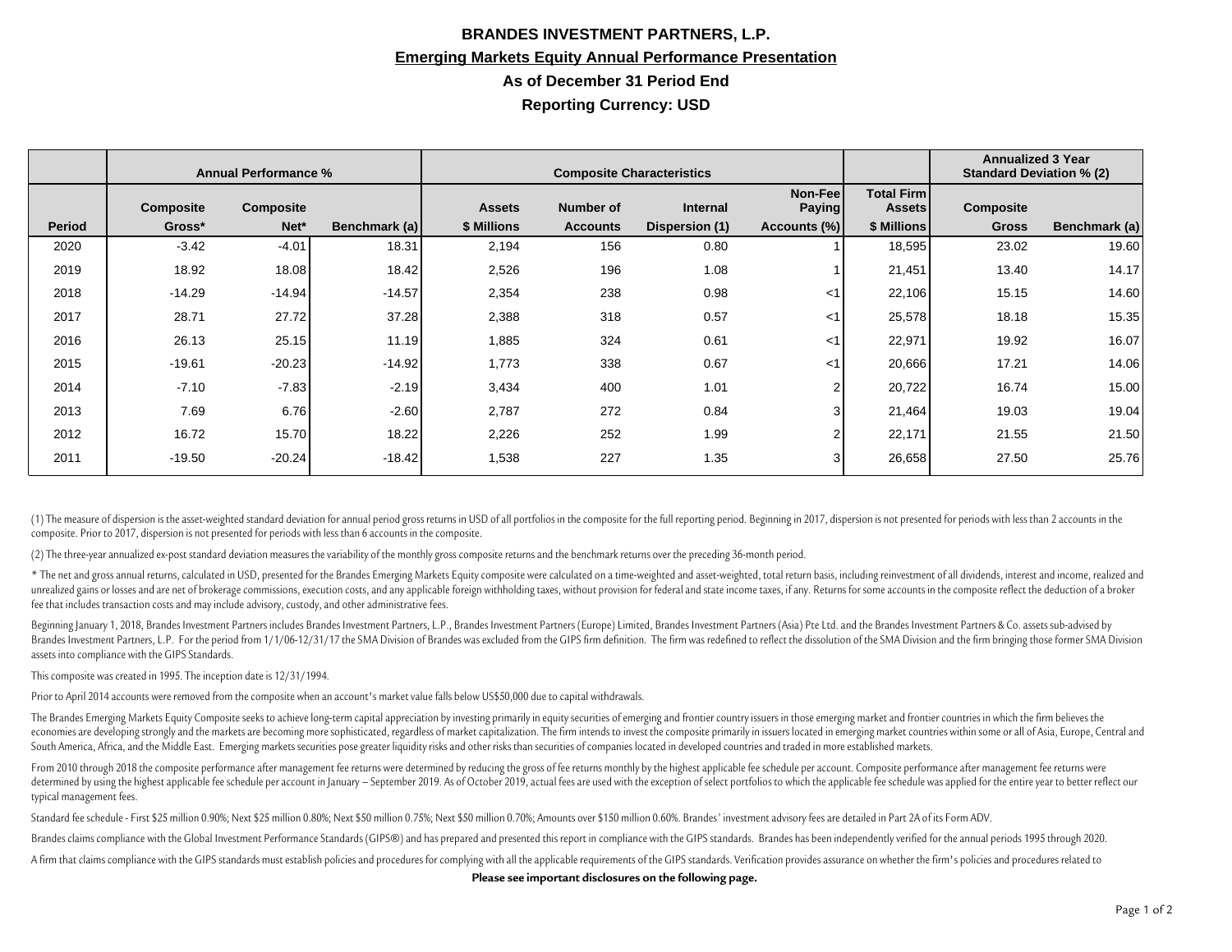# BRANDES INVESTMENT PARTNERS, L.P.

## Emerging Markets Equity Annual Performance Presentation

### As of December 31 Period End

### Reporting Currency: USD

| | Annual Performance % | | | Composite Characteristics | | | | | Annualized 3 Year Standard Deviation % (2) | |
|---|---|---|---|---|---|---|---|---|---|---|
| Period | Composite Gross* | Composite Net* | Benchmark (a) | Assets $ Millions | Number of Accounts | Internal Dispersion (1) | Non-Fee Paying Accounts (%) | Total Firm Assets $ Millions | Composite Gross | Benchmark (a) |
| 2020 | -3.42 | -4.01 | 18.31 | 2,194 | 156 | 0.80 | 1 | 18,595 | 23.02 | 19.60 |
| 2019 | 18.92 | 18.08 | 18.42 | 2,526 | 196 | 1.08 | 1 | 21,451 | 13.40 | 14.17 |
| 2018 | -14.29 | -14.94 | -14.57 | 2,354 | 238 | 0.98 | <1 | 22,106 | 15.15 | 14.60 |
| 2017 | 28.71 | 27.72 | 37.28 | 2,388 | 318 | 0.57 | <1 | 25,578 | 18.18 | 15.35 |
| 2016 | 26.13 | 25.15 | 11.19 | 1,885 | 324 | 0.61 | <1 | 22,971 | 19.92 | 16.07 |
| 2015 | -19.61 | -20.23 | -14.92 | 1,773 | 338 | 0.67 | <1 | 20,666 | 17.21 | 14.06 |
| 2014 | -7.10 | -7.83 | -2.19 | 3,434 | 400 | 1.01 | 2 | 20,722 | 16.74 | 15.00 |
| 2013 | 7.69 | 6.76 | -2.60 | 2,787 | 272 | 0.84 | 3 | 21,464 | 19.03 | 19.04 |
| 2012 | 16.72 | 15.70 | 18.22 | 2,226 | 252 | 1.99 | 2 | 22,171 | 21.55 | 21.50 |
| 2011 | -19.50 | -20.24 | -18.42 | 1,538 | 227 | 1.35 | 3 | 26,658 | 27.50 | 25.76 |

(1) The measure of dispersion is the asset-weighted standard deviation for annual period gross returns in USD of all portfolios in the composite for the full reporting period. Beginning in 2017, dispersion is not presented for periods with less than 2 accounts in the composite. Prior to 2017, dispersion is not presented for periods with less than 6 accounts in the composite.

(2) The three-year annualized ex-post standard deviation measures the variability of the monthly gross composite returns and the benchmark returns over the preceding 36-month period.

* The net and gross annual returns, calculated in USD, presented for the Brandes Emerging Markets Equity composite were calculated on a time-weighted and asset-weighted, total return basis, including reinvestment of all dividends, interest and income, realized and unrealized gains or losses and are net of brokerage commissions, execution costs, and any applicable foreign withholding taxes, without provision for federal and state income taxes, if any. Returns for some accounts in the composite reflect the deduction of a broker fee that includes transaction costs and may include advisory, custody, and other administrative fees.

Beginning January 1, 2018, Brandes Investment Partners includes Brandes Investment Partners, L.P., Brandes Investment Partners (Europe) Limited, Brandes Investment Partners (Asia) Pte Ltd. and the Brandes Investment Partners & Co. assets sub-advised by Brandes Investment Partners, L.P. For the period from 1/1/06-12/31/17 the SMA Division of Brandes was excluded from the GIPS firm definition. The firm was redefined to reflect the dissolution of the SMA Division and the firm bringing those former SMA Division assets into compliance with the GIPS Standards.

This composite was created in 1995. The inception date is 12/31/1994.

Prior to April 2014 accounts were removed from the composite when an account's market value falls below US$50,000 due to capital withdrawals.

The Brandes Emerging Markets Equity Composite seeks to achieve long-term capital appreciation by investing primarily in equity securities of emerging and frontier country issuers in those emerging market and frontier countries in which the firm believes the economies are developing strongly and the markets are becoming more sophisticated, regardless of market capitalization. The firm intends to invest the composite primarily in issuers located in emerging market countries within some or all of Asia, Europe, Central and South America, Africa, and the Middle East. Emerging markets securities pose greater liquidity risks and other risks than securities of companies located in developed countries and traded in more established markets.

From 2010 through 2018 the composite performance after management fee returns were determined by reducing the gross of fee returns monthly by the highest applicable fee schedule per account. Composite performance after management fee returns were determined by using the highest applicable fee schedule per account in January – September 2019. As of October 2019, actual fees are used with the exception of select portfolios to which the applicable fee schedule was applied for the entire year to better reflect our typical management fees.

Standard fee schedule - First $25 million 0.90%; Next $25 million 0.80%; Next $50 million 0.75%; Next $50 million 0.70%; Amounts over $150 million 0.60%. Brandes' investment advisory fees are detailed in Part 2A of its Form ADV.

Brandes claims compliance with the Global Investment Performance Standards (GIPS®) and has prepared and presented this report in compliance with the GIPS standards. Brandes has been independently verified for the annual periods 1995 through 2020.

A firm that claims compliance with the GIPS standards must establish policies and procedures for complying with all the applicable requirements of the GIPS standards. Verification provides assurance on whether the firm's policies and procedures related to

**Please see important disclosures on the following page.**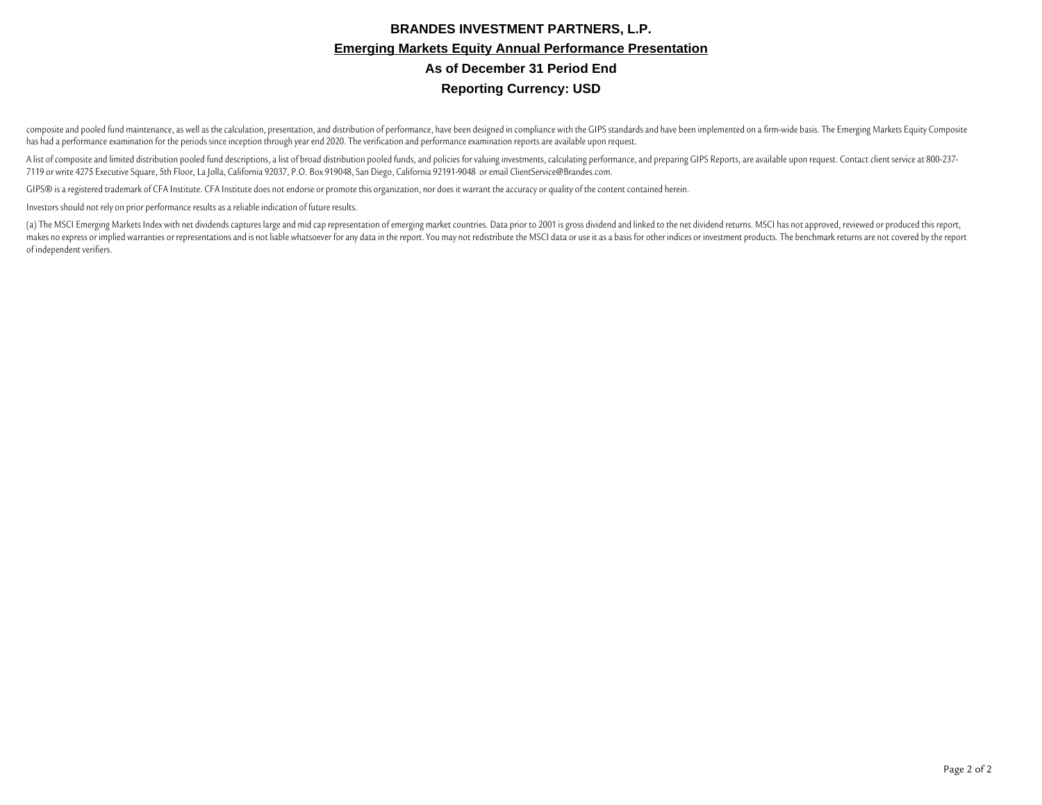**BRANDES INVESTMENT PARTNERS, L.P.**

**Emerging Markets Equity Annual Performance Presentation**

**As of December 31 Period End**

**Reporting Currency: USD**

composite and pooled fund maintenance, as well as the calculation, presentation, and distribution of performance, have been designed in compliance with the GIPS standards and have been implemented on a firm-wide basis. The Emerging Markets Equity Composite has had a performance examination for the periods since inception through year end 2020. The verification and performance examination reports are available upon request.

A list of composite and limited distribution pooled fund descriptions, a list of broad distribution pooled funds, and policies for valuing investments, calculating performance, and preparing GIPS Reports, are available upon request. Contact client service at 800-237-7119 or write 4275 Executive Square, 5th Floor, La Jolla, California 92037, P.O. Box 919048, San Diego, California 92191-9048 or email ClientService@Brandes.com.

GIPS® is a registered trademark of CFA Institute. CFA Institute does not endorse or promote this organization, nor does it warrant the accuracy or quality of the content contained herein.

Investors should not rely on prior performance results as a reliable indication of future results.

(a) The MSCI Emerging Markets Index with net dividends captures large and mid cap representation of emerging market countries. Data prior to 2001 is gross dividend and linked to the net dividend returns. MSCI has not approved, reviewed or produced this report, makes no express or implied warranties or representations and is not liable whatsoever for any data in the report. You may not redistribute the MSCI data or use it as a basis for other indices or investment products. The benchmark returns are not covered by the report of independent verifiers.